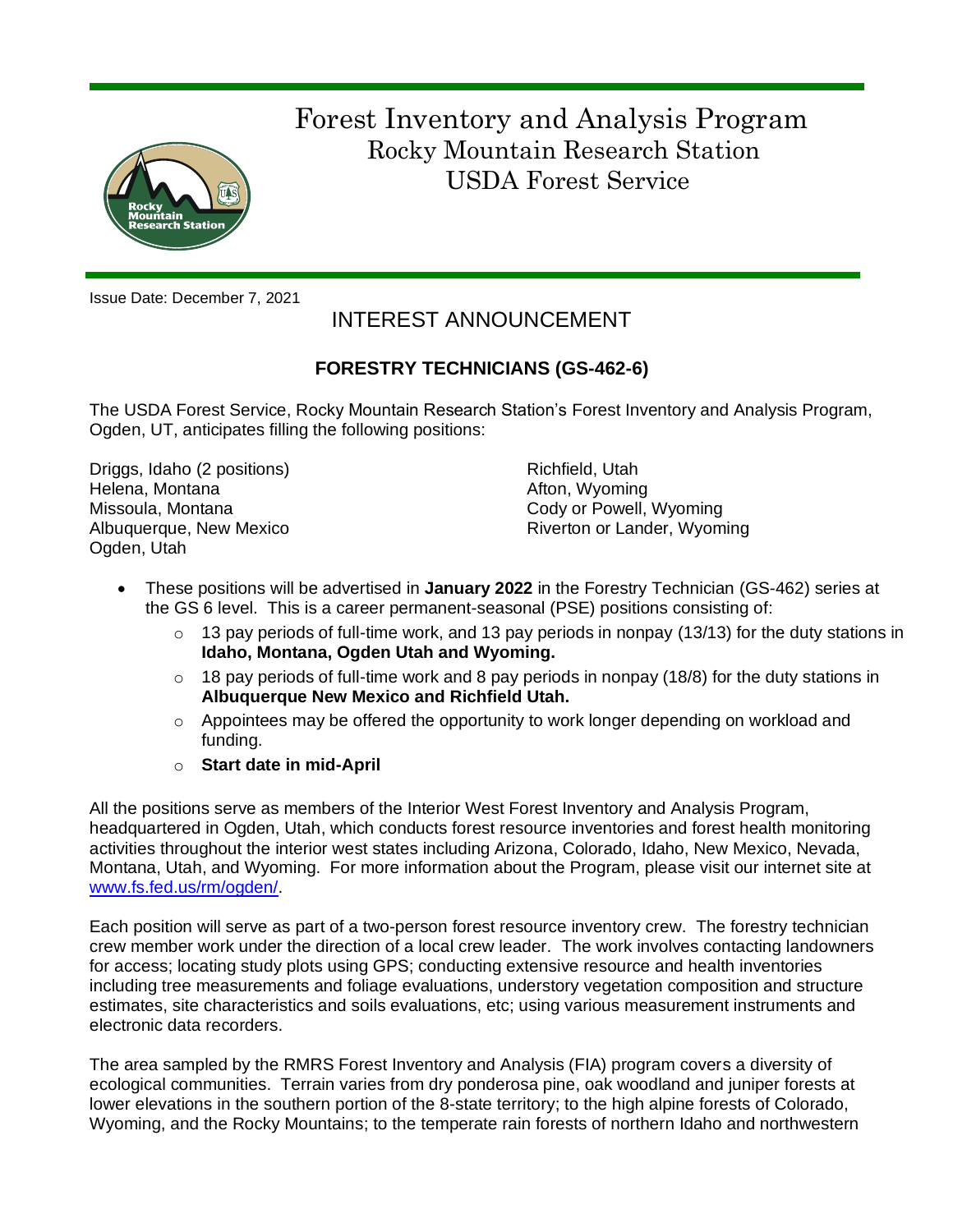# Forest Inventory and Analysis Program

Rocky Mountain Research Station
USDA Forest Service

Issue Date: December 7, 2021

## INTEREST ANNOUNCEMENT

### FORESTRY TECHNICIANS (GS-462-6)

The USDA Forest Service, Rocky Mountain Research Station's Forest Inventory and Analysis Program, Ogden, UT, anticipates filling the following positions:

Driggs, Idaho (2 positions)
Helena, Montana
Missoula, Montana
Albuquerque, New Mexico
Ogden, Utah
Richfield, Utah
Afton, Wyoming
Cody or Powell, Wyoming
Riverton or Lander, Wyoming

- These positions will be advertised in **January 2022** in the Forestry Technician (GS-462) series at the GS 6 level. This is a career permanent-seasonal (PSE) positions consisting of:
  - 13 pay periods of full-time work, and 13 pay periods in nonpay (13/13) for the duty stations in **Idaho, Montana, Ogden Utah and Wyoming.**
  - 18 pay periods of full-time work and 8 pay periods in nonpay (18/8) for the duty stations in **Albuquerque New Mexico and Richfield Utah.**
  - Appointees may be offered the opportunity to work longer depending on workload and funding.
  - **Start date in mid-April**

All the positions serve as members of the Interior West Forest Inventory and Analysis Program, headquartered in Ogden, Utah, which conducts forest resource inventories and forest health monitoring activities throughout the interior west states including Arizona, Colorado, Idaho, New Mexico, Nevada, Montana, Utah, and Wyoming. For more information about the Program, please visit our internet site at [www.fs.fed.us/rm/ogden/](www.fs.fed.us/rm/ogden/).

Each position will serve as part of a two-person forest resource inventory crew. The forestry technician crew member work under the direction of a local crew leader. The work involves contacting landowners for access; locating study plots using GPS; conducting extensive resource and health inventories including tree measurements and foliage evaluations, understory vegetation composition and structure estimates, site characteristics and soils evaluations, etc; using various measurement instruments and electronic data recorders.

The area sampled by the RMRS Forest Inventory and Analysis (FIA) program covers a diversity of ecological communities. Terrain varies from dry ponderosa pine, oak woodland and juniper forests at lower elevations in the southern portion of the 8-state territory; to the high alpine forests of Colorado, Wyoming, and the Rocky Mountains; to the temperate rain forests of northern Idaho and northwestern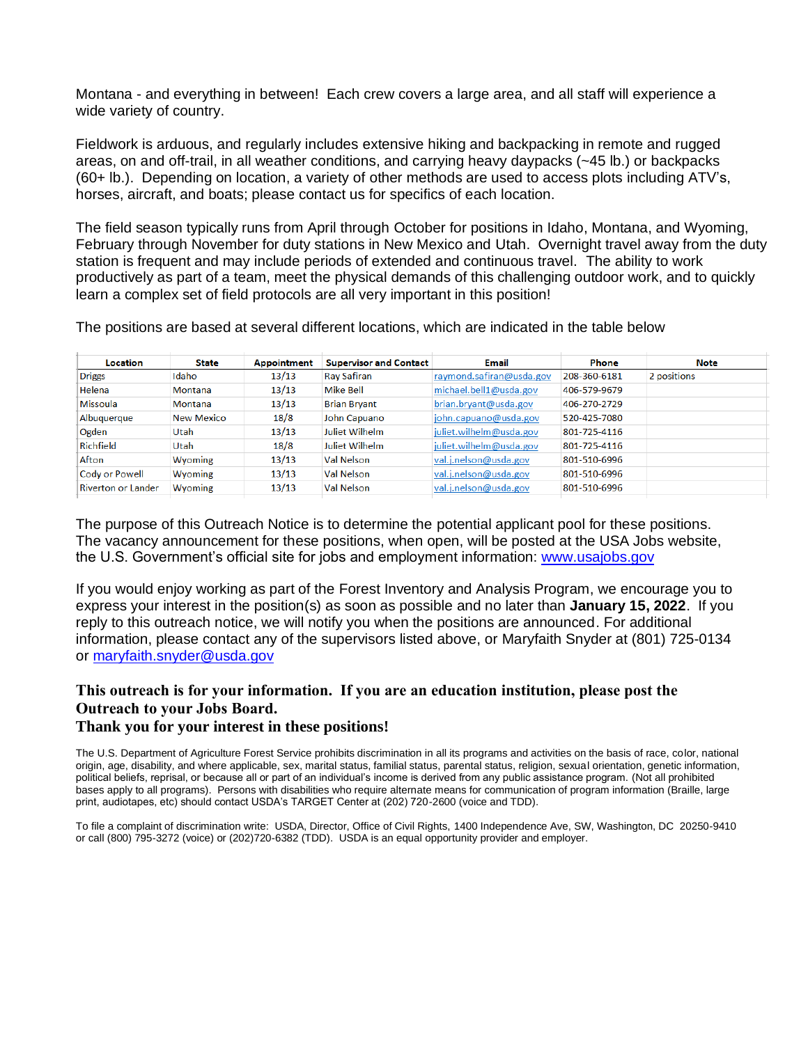Montana - and everything in between! Each crew covers a large area, and all staff will experience a wide variety of country.

Fieldwork is arduous, and regularly includes extensive hiking and backpacking in remote and rugged areas, on and off-trail, in all weather conditions, and carrying heavy daypacks (~45 lb.) or backpacks (60+ lb.). Depending on location, a variety of other methods are used to access plots including ATV's, horses, aircraft, and boats; please contact us for specifics of each location.

The field season typically runs from April through October for positions in Idaho, Montana, and Wyoming, February through November for duty stations in New Mexico and Utah. Overnight travel away from the duty station is frequent and may include periods of extended and continuous travel. The ability to work productively as part of a team, meet the physical demands of this challenging outdoor work, and to quickly learn a complex set of field protocols are all very important in this position!

The positions are based at several different locations, which are indicated in the table below

| Location | State | Appointment | Supervisor and Contact | Email | Phone | Note |
|---|---|---|---|---|---|---|
| Driggs | Idaho | 13/13 | Ray Safiran | raymond.safiran@usda.gov | 208-360-6181 | 2 positions |
| Helena | Montana | 13/13 | Mike Bell | michael.bell1@usda.gov | 406-579-9679 | |
| Missoula | Montana | 13/13 | Brian Bryant | brian.bryant@usda.gov | 406-270-2729 | |
| Albuquerque | New Mexico | 18/8 | John Capuano | john.capuano@usda.gov | 520-425-7080 | |
| Ogden | Utah | 13/13 | Juliet Wilhelm | juliet.wilhelm@usda.gov | 801-725-4116 | |
| Richfield | Utah | 18/8 | Juliet Wilhelm | juliet.wilhelm@usda.gov | 801-725-4116 | |
| Afton | Wyoming | 13/13 | Val Nelson | val.j.nelson@usda.gov | 801-510-6996 | |
| Cody or Powell | Wyoming | 13/13 | Val Nelson | val.j.nelson@usda.gov | 801-510-6996 | |
| Riverton or Lander | Wyoming | 13/13 | Val Nelson | val.j.nelson@usda.gov | 801-510-6996 | |

The purpose of this Outreach Notice is to determine the potential applicant pool for these positions. The vacancy announcement for these positions, when open, will be posted at the USA Jobs website, the U.S. Government's official site for jobs and employment information: [www.usajobs.gov](http://www.usajobs.gov)

If you would enjoy working as part of the Forest Inventory and Analysis Program, we encourage you to express your interest in the position(s) as soon as possible and no later than **January 15, 2022**. If you reply to this outreach notice, we will notify you when the positions are announced. For additional information, please contact any of the supervisors listed above, or Maryfaith Snyder at (801) 725-0134 or [maryfaith.snyder@usda.gov](mailto:maryfaith.snyder@usda.gov)

**This outreach is for your information. If you are an education institution, please post the Outreach to your Jobs Board.**
**Thank you for your interest in these positions!**

The U.S. Department of Agriculture Forest Service prohibits discrimination in all its programs and activities on the basis of race, color, national origin, age, disability, and where applicable, sex, marital status, familial status, parental status, religion, sexual orientation, genetic information, political beliefs, reprisal, or because all or part of an individual's income is derived from any public assistance program. (Not all prohibited bases apply to all programs). Persons with disabilities who require alternate means for communication of program information (Braille, large print, audiotapes, etc) should contact USDA's TARGET Center at (202) 720-2600 (voice and TDD).

To file a complaint of discrimination write: USDA, Director, Office of Civil Rights, 1400 Independence Ave, SW, Washington, DC 20250-9410 or call (800) 795-3272 (voice) or (202)720-6382 (TDD). USDA is an equal opportunity provider and employer.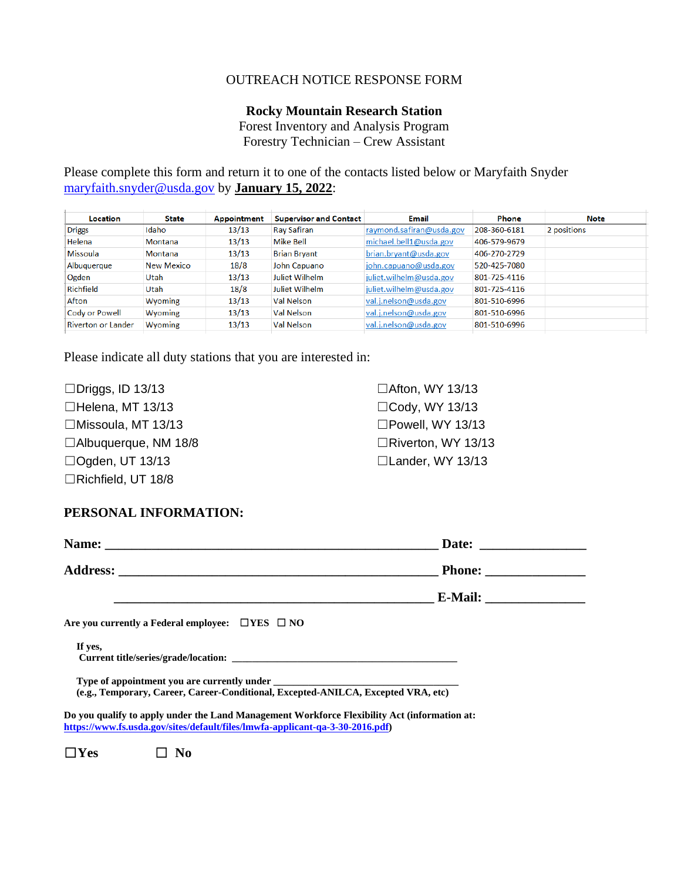OUTREACH NOTICE RESPONSE FORM

**Rocky Mountain Research Station**
Forest Inventory and Analysis Program
Forestry Technician – Crew Assistant

Please complete this form and return it to one of the contacts listed below or Maryfaith Snyder maryfaith.snyder@usda.gov by **January 15, 2022**:

| Location | State | Appointment | Supervisor and Contact | Email | Phone | Note |
|---|---|---|---|---|---|---|
| Driggs | Idaho | 13/13 | Ray Safiran | raymond.safiran@usda.gov | 208-360-6181 | 2 positions |
| Helena | Montana | 13/13 | Mike Bell | michael.bell1@usda.gov | 406-579-9679 | |
| Missoula | Montana | 13/13 | Brian Bryant | brian.bryant@usda.gov | 406-270-2729 | |
| Albuquerque | New Mexico | 18/8 | John Capuano | john.capuano@usda.gov | 520-425-7080 | |
| Ogden | Utah | 13/13 | Juliet Wilhelm | juliet.wilhelm@usda.gov | 801-725-4116 | |
| Richfield | Utah | 18/8 | Juliet Wilhelm | juliet.wilhelm@usda.gov | 801-725-4116 | |
| Afton | Wyoming | 13/13 | Val Nelson | val.j.nelson@usda.gov | 801-510-6996 | |
| Cody or Powell | Wyoming | 13/13 | Val Nelson | val.j.nelson@usda.gov | 801-510-6996 | |
| Riverton or Lander | Wyoming | 13/13 | Val Nelson | val.j.nelson@usda.gov | 801-510-6996 | |

Please indicate all duty stations that you are interested in:

☐Driggs, ID 13/13
☐Helena, MT 13/13
☐Missoula, MT 13/13
☐Albuquerque, NM 18/8
☐Ogden, UT 13/13
☐Richfield, UT 18/8

☐Afton, WY 13/13
☐Cody, WY 13/13
☐Powell, WY 13/13
☐Riverton, WY 13/13
☐Lander, WY 13/13

## PERSONAL INFORMATION:

**Name:** ______________________________________________ **Date:** _______________

**Address:** ____________________________________________ **Phone:** ______________

______________________________________________ **E-Mail:** ______________

**Are you currently a Federal employee:** ☐**YES** ☐ **NO**

**If yes,**
**Current title/series/grade/location:** ________________________________________

**Type of appointment you are currently under** ________________________________
**(e.g., Temporary, Career, Career-Conditional, Excepted-ANILCA, Excepted VRA, etc)**

**Do you qualify to apply under the Land Management Workforce Flexibility Act (information at: https://www.fs.usda.gov/sites/default/files/lmwfa-applicant-qa-3-30-2016.pdf)**

☐**Yes** ☐ **No**